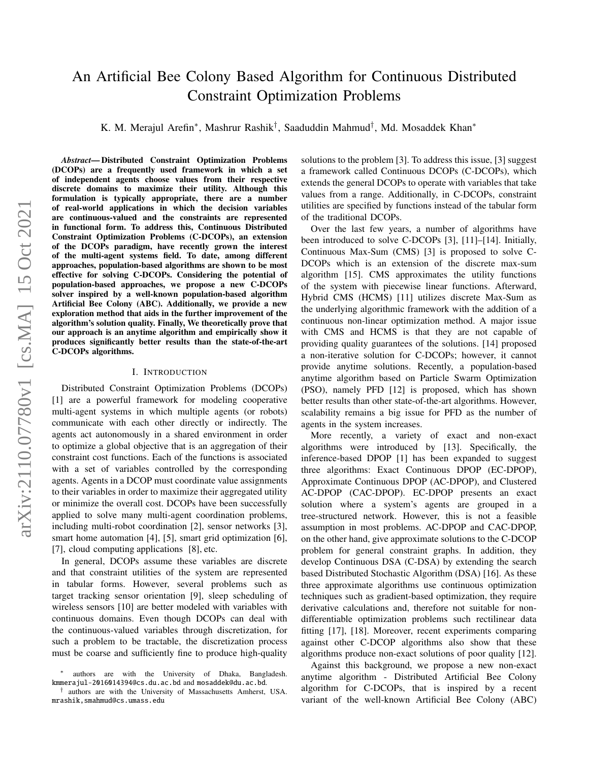# An Artificial Bee Colony Based Algorithm for Continuous Distributed Constraint Optimization Problems

K. M. Merajul Arefin*, Mashrur Rashik†, Saaduddin Mahmud†, Md. Mosaddek Khan*

***Abstract*— Distributed Constraint Optimization Problems (DCOPs) are a frequently used framework in which a set of independent agents choose values from their respective discrete domains to maximize their utility. Although this formulation is typically appropriate, there are a number of real-world applications in which the decision variables are continuous-valued and the constraints are represented in functional form. To address this, Continuous Distributed Constraint Optimization Problems (C-DCOPs), an extension of the DCOPs paradigm, have recently grown the interest of the multi-agent systems field. To date, among different approaches, population-based algorithms are shown to be most effective for solving C-DCOPs. Considering the potential of population-based approaches, we propose a new C-DCOPs solver inspired by a well-known population-based algorithm Artificial Bee Colony (ABC). Additionally, we provide a new exploration method that aids in the further improvement of the algorithm's solution quality. Finally, We theoretically prove that our approach is an anytime algorithm and empirically show it produces significantly better results than the state-of-the-art C-DCOPs algorithms.**

## I. Introduction

Distributed Constraint Optimization Problems (DCOPs) [1] are a powerful framework for modeling cooperative multi-agent systems in which multiple agents (or robots) communicate with each other directly or indirectly. The agents act autonomously in a shared environment in order to optimize a global objective that is an aggregation of their constraint cost functions. Each of the functions is associated with a set of variables controlled by the corresponding agents. Agents in a DCOP must coordinate value assignments to their variables in order to maximize their aggregated utility or minimize the overall cost. DCOPs have been successfully applied to solve many multi-agent coordination problems, including multi-robot coordination [2], sensor networks [3], smart home automation [4], [5], smart grid optimization [6], [7], cloud computing applications [8], etc.

In general, DCOPs assume these variables are discrete and that constraint utilities of the system are represented in tabular forms. However, several problems such as target tracking sensor orientation [9], sleep scheduling of wireless sensors [10] are better modeled with variables with continuous domains. Even though DCOPs can deal with the continuous-valued variables through discretization, for such a problem to be tractable, the discretization process must be coarse and sufficiently fine to produce high-quality solutions to the problem [3]. To address this issue, [3] suggest a framework called Continuous DCOPs (C-DCOPs), which extends the general DCOPs to operate with variables that take values from a range. Additionally, in C-DCOPs, constraint utilities are specified by functions instead of the tabular form of the traditional DCOPs.

Over the last few years, a number of algorithms have been introduced to solve C-DCOPs [3], [11]–[14]. Initially, Continuous Max-Sum (CMS) [3] is proposed to solve C-DCOPs which is an extension of the discrete max-sum algorithm [15]. CMS approximates the utility functions of the system with piecewise linear functions. Afterward, Hybrid CMS (HCMS) [11] utilizes discrete Max-Sum as the underlying algorithmic framework with the addition of a continuous non-linear optimization method. A major issue with CMS and HCMS is that they are not capable of providing quality guarantees of the solutions. [14] proposed a non-iterative solution for C-DCOPs; however, it cannot provide anytime solutions. Recently, a population-based anytime algorithm based on Particle Swarm Optimization (PSO), namely PFD [12] is proposed, which has shown better results than other state-of-the-art algorithms. However, scalability remains a big issue for PFD as the number of agents in the system increases.

More recently, a variety of exact and non-exact algorithms were introduced by [13]. Specifically, the inference-based DPOP [1] has been expanded to suggest three algorithms: Exact Continuous DPOP (EC-DPOP), Approximate Continuous DPOP (AC-DPOP), and Clustered AC-DPOP (CAC-DPOP). EC-DPOP presents an exact solution where a system's agents are grouped in a tree-structured network. However, this is not a feasible assumption in most problems. AC-DPOP and CAC-DPOP, on the other hand, give approximate solutions to the C-DCOP problem for general constraint graphs. In addition, they develop Continuous DSA (C-DSA) by extending the search based Distributed Stochastic Algorithm (DSA) [16]. As these three approximate algorithms use continuous optimization techniques such as gradient-based optimization, they require derivative calculations and, therefore not suitable for non-differentiable optimization problems such rectilinear data fitting [17], [18]. Moreover, recent experiments comparing against other C-DCOP algorithms also show that these algorithms produce non-exact solutions of poor quality [12].

Against this background, we propose a new non-exact anytime algorithm - Distributed Artificial Bee Colony algorithm for C-DCOPs, that is inspired by a recent variant of the well-known Artificial Bee Colony (ABC)

---

* authors are with the University of Dhaka, Bangladesh. kmmerajul-2016014394@cs.du.ac.bd and mosaddek@du.ac.bd.

† authors are with the University of Massachusetts Amherst, USA. mrashik,smahmud@cs.umass.edu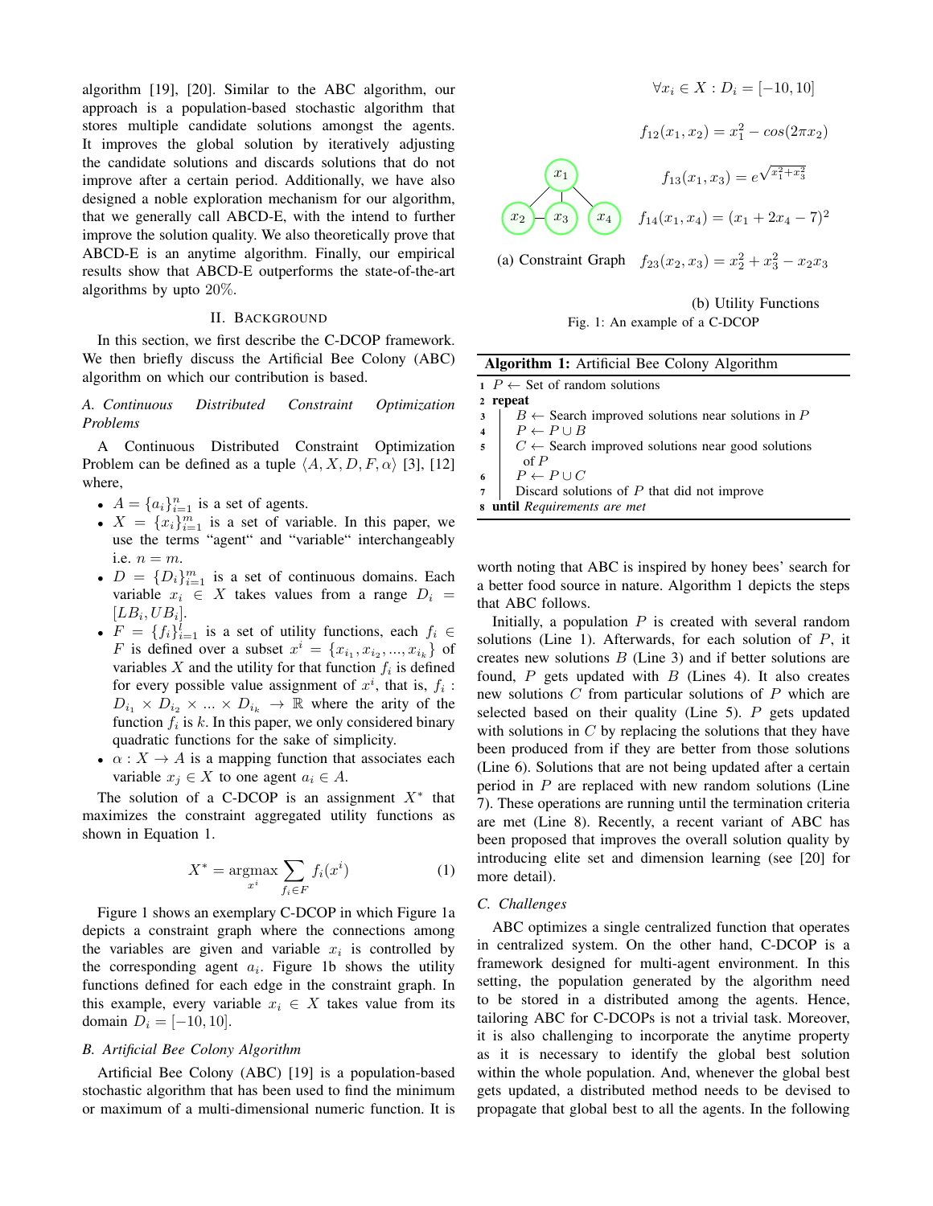algorithm [19], [20]. Similar to the ABC algorithm, our approach is a population-based stochastic algorithm that stores multiple candidate solutions amongst the agents. It improves the global solution by iteratively adjusting the candidate solutions and discards solutions that do not improve after a certain period. Additionally, we have also designed a noble exploration mechanism for our algorithm, that we generally call ABCD-E, with the intend to further improve the solution quality. We also theoretically prove that ABCD-E is an anytime algorithm. Finally, our empirical results show that ABCD-E outperforms the state-of-the-art algorithms by upto 20%.

## II. Background

In this section, we first describe the C-DCOP framework. We then briefly discuss the Artificial Bee Colony (ABC) algorithm on which our contribution is based.

### A. Continuous Distributed Constraint Optimization Problems

A Continuous Distributed Constraint Optimization Problem can be defined as a tuple $\langle A, X, D, F, \alpha \rangle$ [3], [12] where,

- $A = \{a_i\}_{i=1}^{n}$ is a set of agents.
- $X = \{x_i\}_{i=1}^{m}$ is a set of variable. In this paper, we use the terms "agent" and "variable" interchangeably i.e. $n = m$.
- $D = \{D_i\}_{i=1}^{m}$ is a set of continuous domains. Each variable $x_i \in X$ takes values from a range $D_i = [LB_i, UB_i]$.
- $F = \{f_i\}_{i=1}^{l}$ is a set of utility functions, each $f_i \in F$ is defined over a subset $x^i = \{x_{i_1}, x_{i_2}, ..., x_{i_k}\}$ of variables $X$ and the utility for that function $f_i$ is defined for every possible value assignment of $x^i$, that is, $f_i : D_{i_1} \times D_{i_2} \times ... \times D_{i_k} \rightarrow \mathbb{R}$ where the arity of the function $f_i$ is $k$. In this paper, we only considered binary quadratic functions for the sake of simplicity.
- $\alpha : X \rightarrow A$ is a mapping function that associates each variable $x_j \in X$ to one agent $a_i \in A$.

The solution of a C-DCOP is an assignment $X^*$ that maximizes the constraint aggregated utility functions as shown in Equation 1.

$$X^* = \underset{x^i}{\operatorname{argmax}} \sum_{f_i \in F} f_i(x^i) \tag{1}$$

Figure 1 shows an exemplary C-DCOP in which Figure 1a depicts a constraint graph where the connections among the variables are given and variable $x_i$ is controlled by the corresponding agent $a_i$. Figure 1b shows the utility functions defined for each edge in the constraint graph. In this example, every variable $x_i \in X$ takes value from its domain $D_i = [-10, 10]$.

$$\forall x_i \in X : D_i = [-10, 10]$$

$$f_{12}(x_1, x_2) = x_1^2 - cos(2\pi x_2)$$

$$f_{13}(x_1, x_3) = e^{\sqrt{x_1^2 + x_3^2}}$$

$$f_{14}(x_1, x_4) = (x_1 + 2x_4 - 7)^2$$

$$f_{23}(x_2, x_3) = x_2^2 + x_3^2 - x_2 x_3$$

(a) Constraint Graph (b) Utility Functions

Fig. 1: An example of a C-DCOP

### B. Artificial Bee Colony Algorithm

Artificial Bee Colony (ABC) [19] is a population-based stochastic algorithm that has been used to find the minimum or maximum of a multi-dimensional numeric function. It is worth noting that ABC is inspired by honey bees' search for a better food source in nature. Algorithm 1 depicts the steps that ABC follows.

**Algorithm 1:** Artificial Bee Colony Algorithm

```
1 P ← Set of random solutions
2 repeat
3     B ← Search improved solutions near solutions in P
4     P ← P ∪ B
5     C ← Search improved solutions near good solutions
        of P
6     P ← P ∪ C
7     Discard solutions of P that did not improve
8 until Requirements are met
```

Initially, a population $P$ is created with several random solutions (Line 1). Afterwards, for each solution of $P$, it creates new solutions $B$ (Line 3) and if better solutions are found, $P$ gets updated with $B$ (Lines 4). It also creates new solutions $C$ from particular solutions of $P$ which are selected based on their quality (Line 5). $P$ gets updated with solutions in $C$ by replacing the solutions that they have been produced from if they are better from those solutions (Line 6). Solutions that are not being updated after a certain period in $P$ are replaced with new random solutions (Line 7). These operations are running until the termination criteria are met (Line 8). Recently, a recent variant of ABC has been proposed that improves the overall solution quality by introducing elite set and dimension learning (see [20] for more detail).

### C. Challenges

ABC optimizes a single centralized function that operates in centralized system. On the other hand, C-DCOP is a framework designed for multi-agent environment. In this setting, the population generated by the algorithm need to be stored in a distributed among the agents. Hence, tailoring ABC for C-DCOPs is not a trivial task. Moreover, it is also challenging to incorporate the anytime property as it is necessary to identify the global best solution within the whole population. And, whenever the global best gets updated, a distributed method needs to be devised to propagate that global best to all the agents. In the following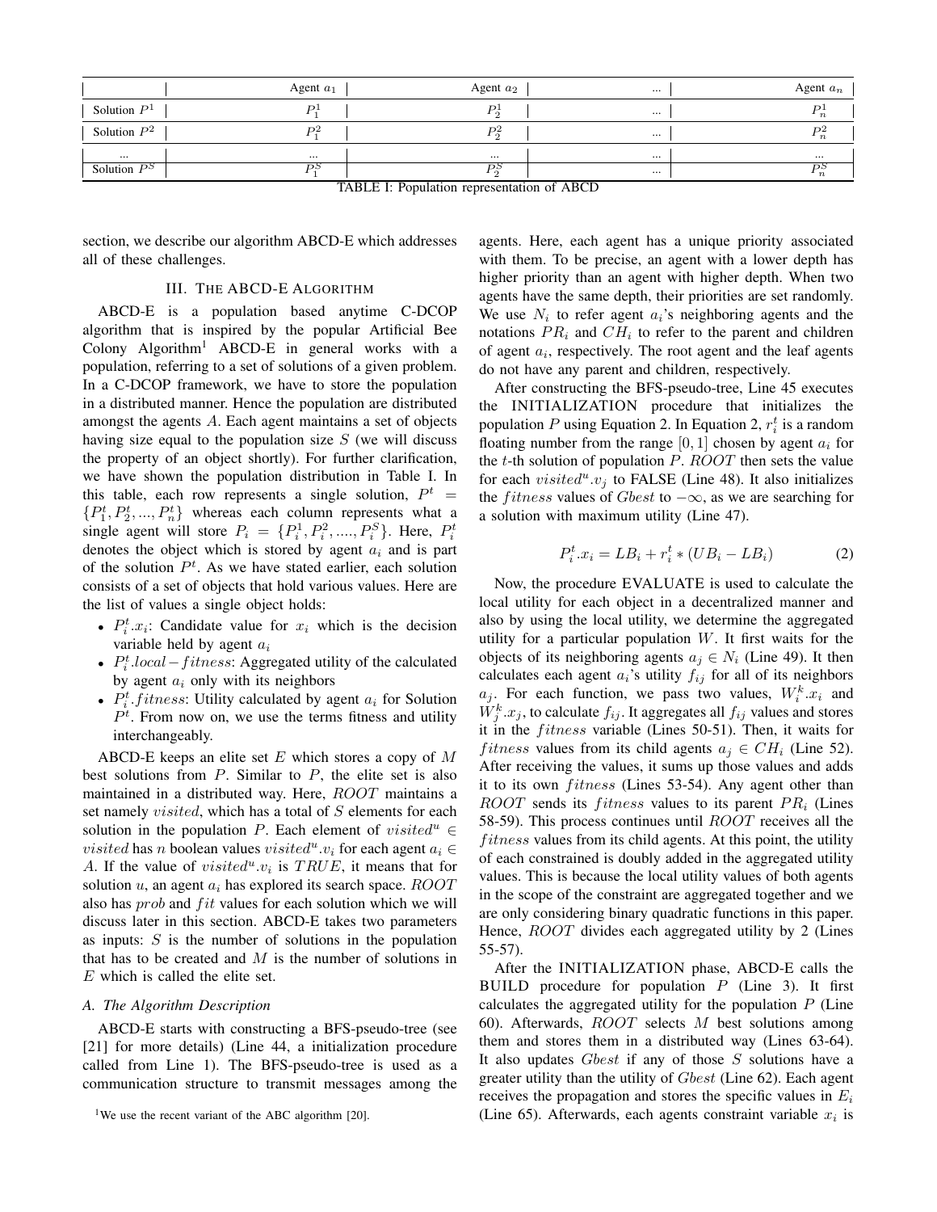| | Agent $a_1$ | Agent $a_2$ | ... | Agent $a_n$ |
|---|---|---|---|---|
| Solution $P^1$ | $P_1^1$ | $P_2^1$ | ... | $P_n^1$ |
| Solution $P^2$ | $P_1^2$ | $P_2^2$ | ... | $P_n^2$ |
| ... | ... | ... | ... | ... |
| Solution $P^S$ | $P_1^S$ | $P_2^S$ | ... | $P_n^S$ |

TABLE I: Population representation of ABCD

section, we describe our algorithm ABCD-E which addresses all of these challenges.

## III. The ABCD-E Algorithm

ABCD-E is a population based anytime C-DCOP algorithm that is inspired by the popular Artificial Bee Colony Algorithm[1] ABCD-E in general works with a population, referring to a set of solutions of a given problem. In a C-DCOP framework, we have to store the population in a distributed manner. Hence the population are distributed amongst the agents $A$. Each agent maintains a set of objects having size equal to the population size $S$ (we will discuss the property of an object shortly). For further clarification, we have shown the population distribution in Table I. In this table, each row represents a single solution, $P^t = \{P_1^t, P_2^t, ..., P_n^t\}$ whereas each column represents what a single agent will store $P_i = \{P_i^1, P_i^2, ...., P_i^S\}$. Here, $P_i^t$ denotes the object which is stored by agent $a_i$ and is part of the solution $P^t$. As we have stated earlier, each solution consists of a set of objects that hold various values. Here are the list of values a single object holds:

- $P_i^t.x_i$: Candidate value for $x_i$ which is the decision variable held by agent $a_i$
- $P_i^t.local-fitness$: Aggregated utility of the calculated by agent $a_i$ only with its neighbors
- $P_i^t.fitness$: Utility calculated by agent $a_i$ for Solution $P^t$. From now on, we use the terms fitness and utility interchangeably.

ABCD-E keeps an elite set $E$ which stores a copy of $M$ best solutions from $P$. Similar to $P$, the elite set is also maintained in a distributed way. Here, $ROOT$ maintains a set namely $visited$, which has a total of $S$ elements for each solution in the population $P$. Each element of $visited^u \in visited$ has $n$ boolean values $visited^u.v_i$ for each agent $a_i \in A$. If the value of $visited^u.v_i$ is $TRUE$, it means that for solution $u$, an agent $a_i$ has explored its search space. $ROOT$ also has $prob$ and $fit$ values for each solution which we will discuss later in this section. ABCD-E takes two parameters as inputs: $S$ is the number of solutions in the population that has to be created and $M$ is the number of solutions in $E$ which is called the elite set.

### A. The Algorithm Description

ABCD-E starts with constructing a BFS-pseudo-tree (see [21] for more details) (Line 44, a initialization procedure called from Line 1). The BFS-pseudo-tree is used as a communication structure to transmit messages among the agents. Here, each agent has a unique priority associated with them. To be precise, an agent with a lower depth has higher priority than an agent with higher depth. When two agents have the same depth, their priorities are set randomly. We use $N_i$ to refer agent $a_i$'s neighboring agents and the notations $PR_i$ and $CH_i$ to refer to the parent and children of agent $a_i$, respectively. The root agent and the leaf agents do not have any parent and children, respectively.

After constructing the BFS-pseudo-tree, Line 45 executes the INITIALIZATION procedure that initializes the population $P$ using Equation 2. In Equation 2, $r_i^t$ is a random floating number from the range $[0, 1]$ chosen by agent $a_i$ for the $t$-th solution of population $P$. $ROOT$ then sets the value for each $visited^u.v_j$ to FALSE (Line 48). It also initializes the $fitness$ values of $Gbest$ to $-\infty$, as we are searching for a solution with maximum utility (Line 47).

$$P_i^t.x_i = LB_i + r_i^t * (UB_i - LB_i) \tag{2}$$

Now, the procedure EVALUATE is used to calculate the local utility for each object in a decentralized manner and also by using the local utility, we determine the aggregated utility for a particular population $W$. It first waits for the objects of its neighboring agents $a_j \in N_i$ (Line 49). It then calculates each agent $a_i$'s utility $f_{ij}$ for all of its neighbors $a_j$. For each function, we pass two values, $W_i^k.x_i$ and $W_j^k.x_j$, to calculate $f_{ij}$. It aggregates all $f_{ij}$ values and stores it in the $fitness$ variable (Lines 50-51). Then, it waits for $fitness$ values from its child agents $a_j \in CH_i$ (Line 52). After receiving the values, it sums up those values and adds it to its own $fitness$ (Lines 53-54). Any agent other than $ROOT$ sends its $fitness$ values to its parent $PR_i$ (Lines 58-59). This process continues until $ROOT$ receives all the $fitness$ values from its child agents. At this point, the utility of each constrained is doubly added in the aggregated utility values. This is because the local utility values of both agents in the scope of the constraint are aggregated together and we are only considering binary quadratic functions in this paper. Hence, $ROOT$ divides each aggregated utility by 2 (Lines 55-57).

After the INITIALIZATION phase, ABCD-E calls the BUILD procedure for population $P$ (Line 3). It first calculates the aggregated utility for the population $P$ (Line 60). Afterwards, $ROOT$ selects $M$ best solutions among them and stores them in a distributed way (Lines 63-64). It also updates $Gbest$ if any of those $S$ solutions have a greater utility than the utility of $Gbest$ (Line 62). Each agent receives the propagation and stores the specific values in $E_i$ (Line 65). Afterwards, each agents constraint variable $x_i$ is

[1] We use the recent variant of the ABC algorithm [20].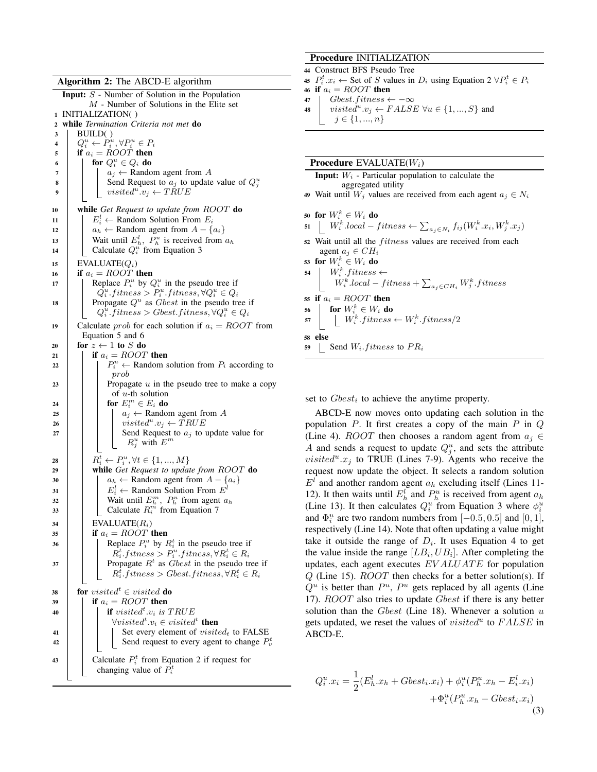**Algorithm 2:** The ABCD-E algorithm

```
Input: S - Number of Solution in the Population
       M - Number of Solutions in the Elite set
1  INITIALIZATION( )
2  while Termination Criteria not met do
3      BUILD( )
4      Q_i^u ← P_i^u, ∀P_i^u ∈ P_i
5      if a_i = ROOT then
6          for Q_i^u ∈ Q_i do
7              a_j ← Random agent from A
8              Send Request to a_j to update value of Q_j^u
9              visited^u.v_j ← TRUE
10     while Get Request to update from ROOT do
11         E_i^l ← Random Solution From E_i
12         a_h ← Random agent from A − {a_i}
13         Wait until E_h^l, P_h^u is received from a_h
14         Calculate Q_i^u from Equation 3
15     EVALUATE(Q_i)
16     if a_i = ROOT then
17         Replace P_i^u by Q_i^u in the pseudo tree if
             Q_i^u.fitness > P_i^u.fitness, ∀Q_i^u ∈ Q_i
18         Propagate Q^u as Gbest in the pseudo tree if
             Q_i^u.fitness > Gbest.fitness, ∀Q_i^u ∈ Q_i
19     Calculate prob for each solution if a_i = ROOT from
         Equation 5 and 6
20     for z ← 1 to S do
21         if a_i = ROOT then
22             P_i^u ← Random solution from P_i according to
                 prob
23             Propagate u in the pseudo tree to make a copy
                 of u-th solution
24             for E_i^m ∈ E_i do
25                 a_j ← Random agent from A
26                 visited^u.v_j ← TRUE
27                 Send Request to a_j to update value for
                     R_j^u with E^m
28         R_i^t ← P_i^u, ∀t ∈ {1, ..., M}
29         while Get Request to update from ROOT do
30             a_h ← Random agent from A − {a_i}
31             E_i^l ← Random Solution From E^l
32             Wait until E_h^m, P_h^u from agent a_h
33             Calculate R_i^m from Equation 7
34         EVALUATE(R_i)
35         if a_i = ROOT then
36             Replace P_i^u by R_i^t in the pseudo tree if
                 R_i^t.fitness > P_i^u.fitness, ∀R_i^t ∈ R_i
37             Propagate R^t as Gbest in the pseudo tree if
                 R_i^t.fitness > Gbest.fitness, ∀R_i^t ∈ R_i
38     for visited^t ∈ visited do
39         if a_i = ROOT then
40             if visited^t.v_i is TRUE
                 ∀visited^t.v_i ∈ visited^t then
41                 Set every element of visited_t to FALSE
42                 Send request to every agent to change P_v^t
43         Calculate P_i^t from Equation 2 if request for
             changing value of P_i^t
```

**Procedure** INITIALIZATION

```
44 Construct BFS Pseudo Tree
45 P_i^t.x_i ← Set of S values in D_i using Equation 2 ∀P_i^t ∈ P_i
46 if a_i = ROOT then
47     Gbest.fitness ← −∞
48     visited^u.v_j ← FALSE ∀u ∈ {1, ..., S} and
         j ∈ {1, ..., n}
```

**Procedure** EVALUATE($W_i$)

```
Input: W_i - Particular population to calculate the
       aggregated utility
49 Wait until W_j values are received from each agent a_j ∈ N_i
50 for W_i^k ∈ W_i do
51     W_i^k.local − fitness ← Σ_{a_j ∈ N_i} f_ij(W_i^k.x_i, W_j^k.x_j)
52 Wait until all the fitness values are received from each
     agent a_j ∈ CH_i
53 for W_i^k ∈ W_i do
54     W_i^k.fitness ←
         W_i^k.local − fitness + Σ_{a_j ∈ CH_i} W_j^k.fitness
55 if a_i = ROOT then
56     for W_i^k ∈ W_i do
57         W_i^k.fitness ← W_i^k.fitness/2
58 else
59     Send W_i.fitness to PR_i
```

set to $Gbest_i$ to achieve the anytime property.

ABCD-E now moves onto updating each solution in the population $P$. It first creates a copy of the main $P$ in $Q$ (Line 4). $ROOT$ then chooses a random agent from $a_j \in A$ and sends a request to update $Q_j^u$, and sets the attribute $visited^u.x_j$ to TRUE (Lines 7-9). Agents who receive the request now update the object. It selects a random solution $E^l$ and another random agent $a_h$ excluding itself (Lines 11-12). It then waits until $E_h^l$ and $P_h^u$ is received from agent $a_h$ (Line 13). It then calculates $Q_i^u$ from Equation 3 where $\phi_i^u$ and $\Phi_i^u$ are two random numbers from $[-0.5, 0.5]$ and $[0, 1]$, respectively (Line 14). Note that often updating a value might take it outside the range of $D_i$. It uses Equation 4 to get the value inside the range $[LB_i, UB_i]$. After completing the updates, each agent executes $EVALUATE$ for population $Q$ (Line 15). $ROOT$ then checks for a better solution(s). If $Q^u$ is better than $P^u$, $P^u$ gets replaced by all agents (Line 17). $ROOT$ also tries to update $Gbest$ if there is any better solution than the $Gbest$ (Line 18). Whenever a solution $u$ gets updated, we reset the values of $visited^u$ to $FALSE$ in ABCD-E.

$$Q_i^u.x_i = \frac{1}{2}(E_h^l.x_h + Gbest_i.x_i) + \phi_i^u(P_h^u.x_h - E_i^l.x_i) + \Phi_i^u(P_h^u.x_h - Gbest_i.x_i) \tag{3}$$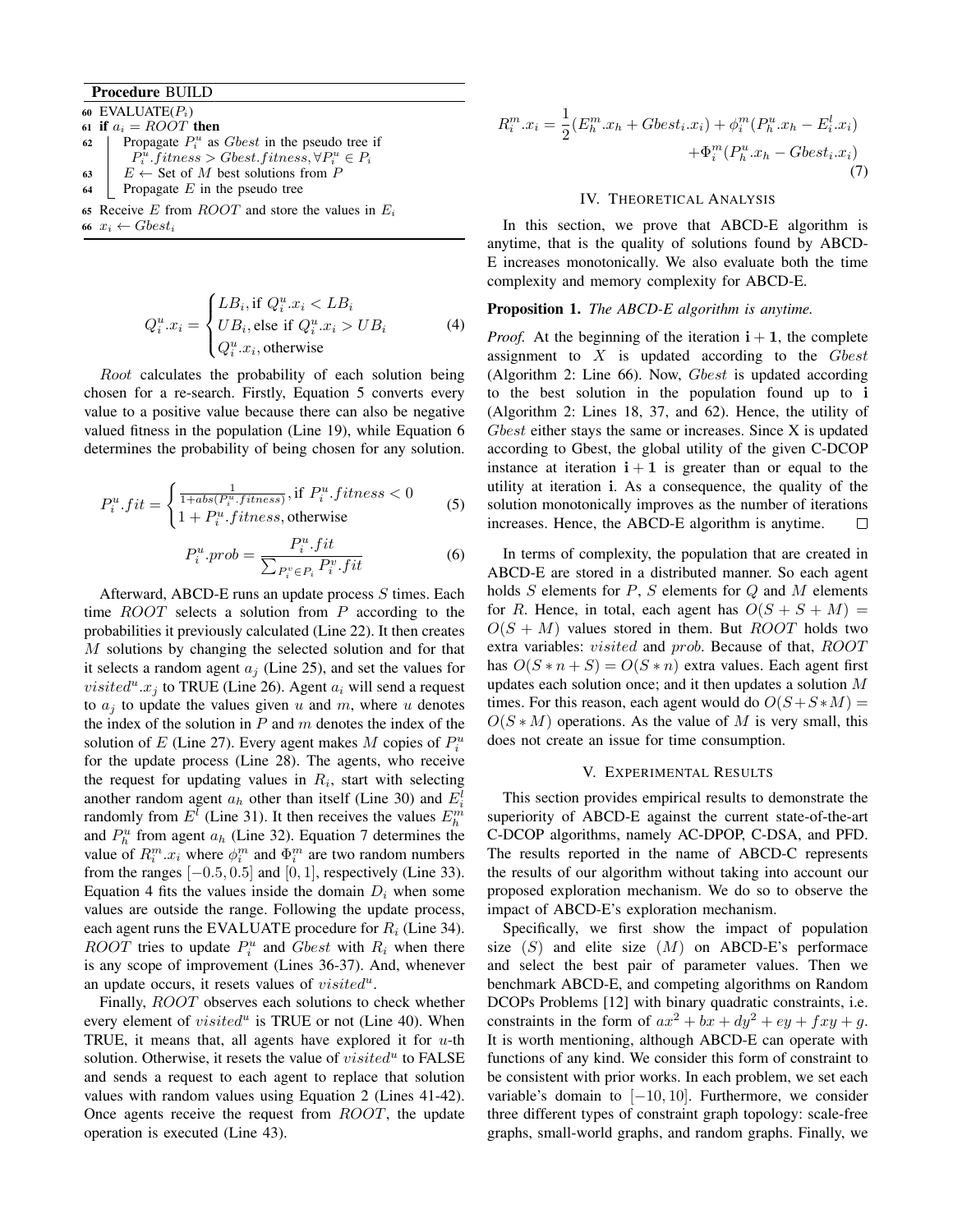**Procedure** BUILD

```
60 EVALUATE(P_i)
61 if a_i = ROOT then
62     Propagate P_i^u as Gbest in the pseudo tree if
         P_i^u.fitness > Gbest.fitness, ∀P_i^u ∈ P_i
63     E ← Set of M best solutions from P
64     Propagate E in the pseudo tree
65 Receive E from ROOT and store the values in E_i
66 x_i ← Gbest_i
```

$$Q_i^u.x_i = \begin{cases} LB_i, \text{if } Q_i^u.x_i < LB_i \\ UB_i, \text{else if } Q_i^u.x_i > UB_i \\ Q_i^u.x_i, \text{otherwise} \end{cases} \tag{4}$$

*Root* calculates the probability of each solution being chosen for a re-search. Firstly, Equation 5 converts every value to a positive value because there can also be negative valued fitness in the population (Line 19), while Equation 6 determines the probability of being chosen for any solution.

$$P_i^u.fit = \begin{cases} \frac{1}{1+abs(P_i^u.fitness)}, \text{if } P_i^u.fitness < 0 \\ 1 + P_i^u.fitness, \text{otherwise} \end{cases} \tag{5}$$

$$P_i^u.prob = \frac{P_i^u.fit}{\sum_{P_i^v \in P_i} P_i^v.fit} \tag{6}$$

Afterward, ABCD-E runs an update process $S$ times. Each time $ROOT$ selects a solution from $P$ according to the probabilities it previously calculated (Line 22). It then creates $M$ solutions by changing the selected solution and for that it selects a random agent $a_j$ (Line 25), and set the values for $visited^u.x_j$ to TRUE (Line 26). Agent $a_i$ will send a request to $a_j$ to update the values given $u$ and $m$, where $u$ denotes the index of the solution in $P$ and $m$ denotes the index of the solution of $E$ (Line 27). Every agent makes $M$ copies of $P_i^u$ for the update process (Line 28). The agents, who receive the request for updating values in $R_i$, start with selecting another random agent $a_h$ other than itself (Line 30) and $E_i^l$ randomly from $E^l$ (Line 31). It then receives the values $E_h^m$ and $P_h^u$ from agent $a_h$ (Line 32). Equation 7 determines the value of $R_i^m.x_i$ where $\phi_i^m$ and $\Phi_i^m$ are two random numbers from the ranges $[-0.5, 0.5]$ and $[0, 1]$, respectively (Line 33). Equation 4 fits the values inside the domain $D_i$ when some values are outside the range. Following the update process, each agent runs the EVALUATE procedure for $R_i$ (Line 34). $ROOT$ tries to update $P_i^u$ and $Gbest$ with $R_i$ when there is any scope of improvement (Lines 36-37). And, whenever an update occurs, it resets values of $visited^u$.

Finally, $ROOT$ observes each solutions to check whether every element of $visited^u$ is TRUE or not (Line 40). When TRUE, it means that, all agents have explored it for $u$-th solution. Otherwise, it resets the value of $visited^u$ to FALSE and sends a request to each agent to replace that solution values with random values using Equation 2 (Lines 41-42). Once agents receive the request from $ROOT$, the update operation is executed (Line 43).

$$R_i^m.x_i = \frac{1}{2}(E_h^m.x_h + Gbest_i.x_i) + \phi_i^m(P_h^u.x_h - E_i^l.x_i) + \Phi_i^m(P_h^u.x_h - Gbest_i.x_i) \tag{7}$$

## IV. Theoretical Analysis

In this section, we prove that ABCD-E algorithm is anytime, that is the quality of solutions found by ABCD-E increases monotonically. We also evaluate both the time complexity and memory complexity for ABCD-E.

**Proposition 1.** *The ABCD-E algorithm is anytime.*

*Proof.* At the beginning of the iteration $\mathbf{i+1}$, the complete assignment to $X$ is updated according to the $Gbest$ (Algorithm 2: Line 66). Now, $Gbest$ is updated according to the best solution in the population found up to $\mathbf{i}$ (Algorithm 2: Lines 18, 37, and 62). Hence, the utility of $Gbest$ either stays the same or increases. Since X is updated according to Gbest, the global utility of the given C-DCOP instance at iteration $\mathbf{i+1}$ is greater than or equal to the utility at iteration $\mathbf{i}$. As a consequence, the quality of the solution monotonically improves as the number of iterations increases. Hence, the ABCD-E algorithm is anytime. □

In terms of complexity, the population that are created in ABCD-E are stored in a distributed manner. So each agent holds $S$ elements for $P$, $S$ elements for $Q$ and $M$ elements for $R$. Hence, in total, each agent has $O(S + S + M) = O(S + M)$ values stored in them. But $ROOT$ holds two extra variables: $visited$ and $prob$. Because of that, $ROOT$ has $O(S*n + S) = O(S*n)$ extra values. Each agent first updates each solution once; and it then updates a solution $M$ times. For this reason, each agent would do $O(S+S*M) = O(S*M)$ operations. As the value of $M$ is very small, this does not create an issue for time consumption.

## V. Experimental Results

This section provides empirical results to demonstrate the superiority of ABCD-E against the current state-of-the-art C-DCOP algorithms, namely AC-DPOP, C-DSA, and PFD. The results reported in the name of ABCD-C represents the results of our algorithm without taking into account our proposed exploration mechanism. We do so to observe the impact of ABCD-E's exploration mechanism.

Specifically, we first show the impact of population size ($S$) and elite size ($M$) on ABCD-E's performace and select the best pair of parameter values. Then we benchmark ABCD-E, and competing algorithms on Random DCOPs Problems [12] with binary quadratic constraints, i.e. constraints in the form of $ax^2 + bx + dy^2 + ey + fxy + g$. It is worth mentioning, although ABCD-E can operate with functions of any kind. We consider this form of constraint to be consistent with prior works. In each problem, we set each variable's domain to $[-10, 10]$. Furthermore, we consider three different types of constraint graph topology: scale-free graphs, small-world graphs, and random graphs. Finally, we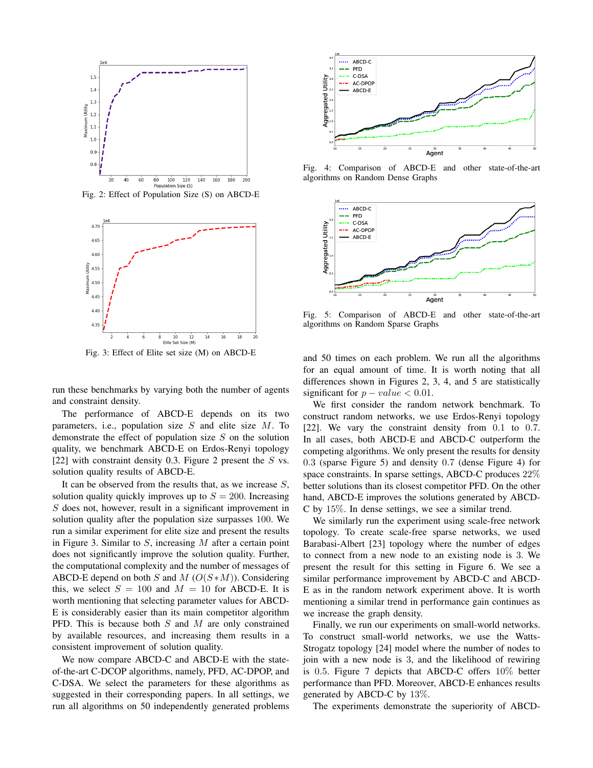Fig. 2: Effect of Population Size (S) on ABCD-E

Fig. 3: Effect of Elite set size (M) on ABCD-E

Fig. 4: Comparison of ABCD-E and other state-of-the-art algorithms on Random Dense Graphs

Fig. 5: Comparison of ABCD-E and other state-of-the-art algorithms on Random Sparse Graphs

run these benchmarks by varying both the number of agents and constraint density.

The performance of ABCD-E depends on its two parameters, i.e., population size $S$ and elite size $M$. To demonstrate the effect of population size $S$ on the solution quality, we benchmark ABCD-E on Erdos-Renyi topology [22] with constraint density 0.3. Figure 2 present the $S$ vs. solution quality results of ABCD-E.

It can be observed from the results that, as we increase $S$, solution quality quickly improves up to $S = 200$. Increasing $S$ does not, however, result in a significant improvement in solution quality after the population size surpasses 100. We run a similar experiment for elite size and present the results in Figure 3. Similar to $S$, increasing $M$ after a certain point does not significantly improve the solution quality. Further, the computational complexity and the number of messages of ABCD-E depend on both $S$ and $M$ ($O(S*M)$). Considering this, we select $S = 100$ and $M = 10$ for ABCD-E. It is worth mentioning that selecting parameter values for ABCD-E is considerably easier than its main competitor algorithm PFD. This is because both $S$ and $M$ are only constrained by available resources, and increasing them results in a consistent improvement of solution quality.

We now compare ABCD-C and ABCD-E with the state-of-the-art C-DCOP algorithms, namely, PFD, AC-DPOP, and C-DSA. We select the parameters for these algorithms as suggested in their corresponding papers. In all settings, we run all algorithms on 50 independently generated problems and 50 times on each problem. We run all the algorithms for an equal amount of time. It is worth noting that all differences shown in Figures 2, 3, 4, and 5 are statistically significant for $p-value < 0.01$.

We first consider the random network benchmark. To construct random networks, we use Erdos-Renyi topology [22]. We vary the constraint density from 0.1 to 0.7. In all cases, both ABCD-E and ABCD-C outperform the competing algorithms. We only present the results for density 0.3 (sparse Figure 5) and density 0.7 (dense Figure 4) for space constraints. In sparse settings, ABCD-C produces 22% better solutions than its closest competitor PFD. On the other hand, ABCD-E improves the solutions generated by ABCD-C by 15%. In dense settings, we see a similar trend.

We similarly run the experiment using scale-free network topology. To create scale-free sparse networks, we used Barabasi-Albert [23] topology where the number of edges to connect from a new node to an existing node is 3. We present the result for this setting in Figure 6. We see a similar performance improvement by ABCD-C and ABCD-E as in the random network experiment above. It is worth mentioning a similar trend in performance gain continues as we increase the graph density.

Finally, we run our experiments on small-world networks. To construct small-world networks, we use the Watts-Strogatz topology [24] model where the number of nodes to join with a new node is 3, and the likelihood of rewiring is 0.5. Figure 7 depicts that ABCD-C offers 10% better performance than PFD. Moreover, ABCD-E enhances results generated by ABCD-C by 13%.

The experiments demonstrate the superiority of ABCD-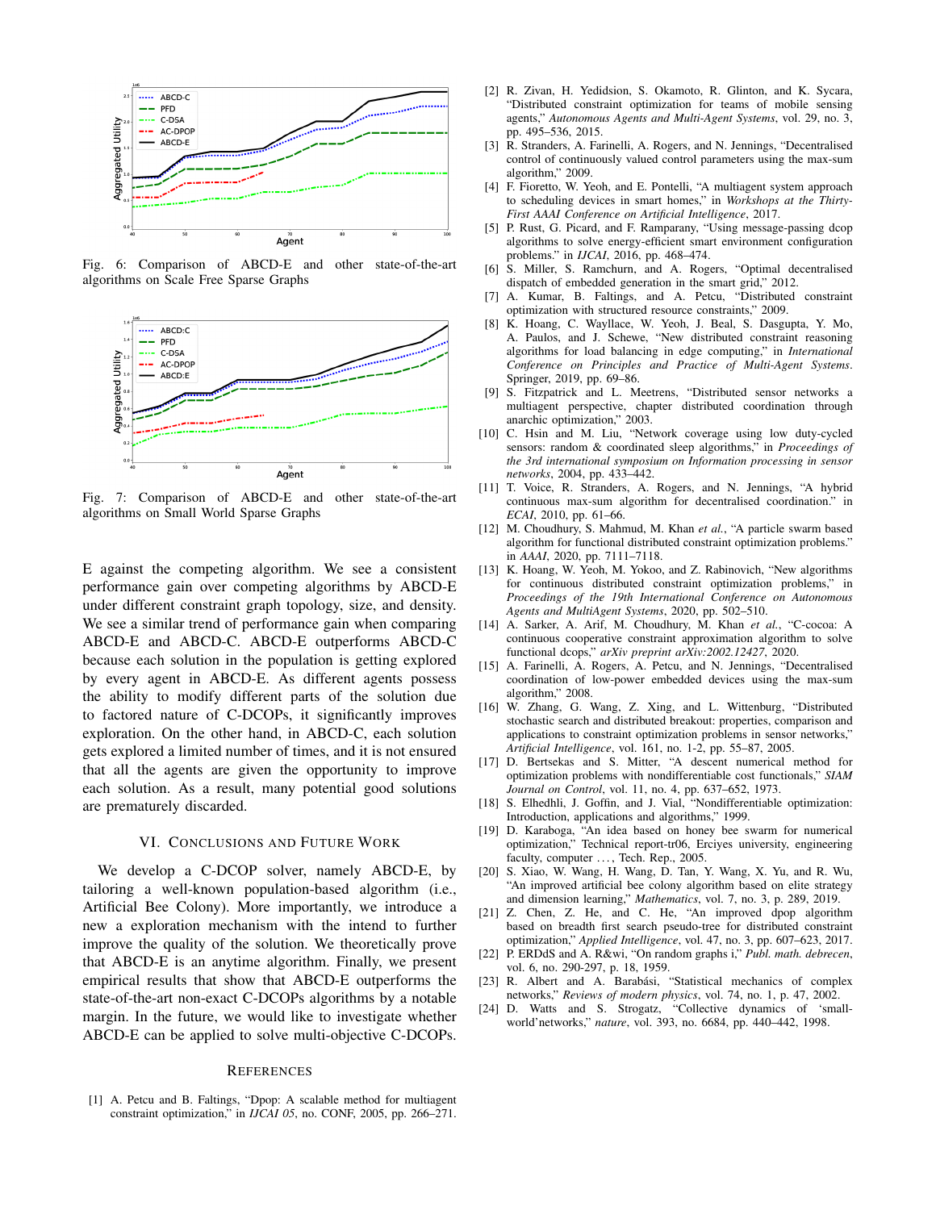1e6

2.5

2.0

1.5

1.0

0.5

0.0

Aggregated Utility

ABCD-C

PFD

C-DSA

AC-DPOP

ABCD-E

40 50 60 70 80 90 100

Agent

Fig. 6: Comparison of ABCD-E and other state-of-the-art algorithms on Scale Free Sparse Graphs

1e6

1.6

1.4

1.2

1.0

0.8

0.6

0.4

0.2

0.0

Aggregated Utility

ABCD-C

PFD

C-DSA

AC-DPOP

ABCD-E

40 50 60 70 80 90 100

Agent

Fig. 7: Comparison of ABCD-E and other state-of-the-art algorithms on Small World Sparse Graphs

E against the competing algorithm. We see a consistent performance gain over competing algorithms by ABCD-E under different constraint graph topology, size, and density. We see a similar trend of performance gain when comparing ABCD-E and ABCD-C. ABCD-E outperforms ABCD-C because each solution in the population is getting explored by every agent in ABCD-E. As different agents possess the ability to modify different parts of the solution due to factored nature of C-DCOPs, it significantly improves exploration. On the other hand, in ABCD-C, each solution gets explored a limited number of times, and it is not ensured that all the agents are given the opportunity to improve each solution. As a result, many potential good solutions are prematurely discarded.

## VI. Conclusions and Future Work

We develop a C-DCOP solver, namely ABCD-E, by tailoring a well-known population-based algorithm (i.e., Artificial Bee Colony). More importantly, we introduce a new a exploration mechanism with the intend to further improve the quality of the solution. We theoretically prove that ABCD-E is an anytime algorithm. Finally, we present empirical results that show that ABCD-E outperforms the state-of-the-art non-exact C-DCOPs algorithms by a notable margin. In the future, we would like to investigate whether ABCD-E can be applied to solve multi-objective C-DCOPs.

## References

[1] A. Petcu and B. Faltings, "Dpop: A scalable method for multiagent constraint optimization," in *IJCAI 05*, no. CONF, 2005, pp. 266–271.

[2] R. Zivan, H. Yedidsion, S. Okamoto, R. Glinton, and K. Sycara, "Distributed constraint optimization for teams of mobile sensing agents," *Autonomous Agents and Multi-Agent Systems*, vol. 29, no. 3, pp. 495–536, 2015.

[3] R. Stranders, A. Farinelli, A. Rogers, and N. Jennings, "Decentralised control of continuously valued control parameters using the max-sum algorithm," 2009.

[4] F. Fioretto, W. Yeoh, and E. Pontelli, "A multiagent system approach to scheduling devices in smart homes," in *Workshops at the Thirty-First AAAI Conference on Artificial Intelligence*, 2017.

[5] P. Rust, G. Picard, and F. Ramparany, "Using message-passing dcop algorithms to solve energy-efficient smart environment configuration problems." in *IJCAI*, 2016, pp. 468–474.

[6] S. Miller, S. Ramchurn, and A. Rogers, "Optimal decentralised dispatch of embedded generation in the smart grid," 2012.

[7] A. Kumar, B. Faltings, and A. Petcu, "Distributed constraint optimization with structured resource constraints," 2009.

[8] K. Hoang, C. Wayllace, W. Yeoh, J. Beal, S. Dasgupta, Y. Mo, A. Paulos, and J. Schewe, "New distributed constraint reasoning algorithms for load balancing in edge computing," in *International Conference on Principles and Practice of Multi-Agent Systems*. Springer, 2019, pp. 69–86.

[9] S. Fitzpatrick and L. Meetrens, "Distributed sensor networks a multiagent perspective, chapter distributed coordination through anarchic optimization," 2003.

[10] C. Hsin and M. Liu, "Network coverage using low duty-cycled sensors: random & coordinated sleep algorithms," in *Proceedings of the 3rd international symposium on Information processing in sensor networks*, 2004, pp. 433–442.

[11] T. Voice, R. Stranders, A. Rogers, and N. Jennings, "A hybrid continuous max-sum algorithm for decentralised coordination." in *ECAI*, 2010, pp. 61–66.

[12] M. Choudhury, S. Mahmud, M. Khan *et al.*, "A particle swarm based algorithm for functional distributed constraint optimization problems." in *AAAI*, 2020, pp. 7111–7118.

[13] K. Hoang, W. Yeoh, M. Yokoo, and Z. Rabinovich, "New algorithms for continuous distributed constraint optimization problems," in *Proceedings of the 19th International Conference on Autonomous Agents and MultiAgent Systems*, 2020, pp. 502–510.

[14] A. Sarker, A. Arif, M. Choudhury, M. Khan *et al.*, "C-cocoa: A continuous cooperative constraint approximation algorithm to solve functional dcops," *arXiv preprint arXiv:2002.12427*, 2020.

[15] A. Farinelli, A. Rogers, A. Petcu, and N. Jennings, "Decentralised coordination of low-power embedded devices using the max-sum algorithm," 2008.

[16] W. Zhang, G. Wang, Z. Xing, and L. Wittenburg, "Distributed stochastic search and distributed breakout: properties, comparison and applications to constraint optimization problems in sensor networks," *Artificial Intelligence*, vol. 161, no. 1-2, pp. 55–87, 2005.

[17] D. Bertsekas and S. Mitter, "A descent numerical method for optimization problems with nondifferentiable cost functionals," *SIAM Journal on Control*, vol. 11, no. 4, pp. 637–652, 1973.

[18] S. Elhedhli, J. Goffin, and J. Vial, "Nondifferentiable optimization: Introduction, applications and algorithms," 1999.

[19] D. Karaboga, "An idea based on honey bee swarm for numerical optimization," Technical report-tr06, Erciyes university, engineering faculty, computer ..., Tech. Rep., 2005.

[20] S. Xiao, W. Wang, H. Wang, D. Tan, Y. Wang, X. Yu, and R. Wu, "An improved artificial bee colony algorithm based on elite strategy and dimension learning," *Mathematics*, vol. 7, no. 3, p. 289, 2019.

[21] Z. Chen, Z. He, and C. He, "An improved dpop algorithm based on breadth first search pseudo-tree for distributed constraint optimization," *Applied Intelligence*, vol. 47, no. 3, pp. 607–623, 2017.

[22] P. ERDdS and A. R&wi, "On random graphs i," *Publ. math. debrecen*, vol. 6, no. 290-297, p. 18, 1959.

[23] R. Albert and A. Barabási, "Statistical mechanics of complex networks," *Reviews of modern physics*, vol. 74, no. 1, p. 47, 2002.

[24] D. Watts and S. Strogatz, "Collective dynamics of 'small-world'networks," *nature*, vol. 393, no. 6684, pp. 440–442, 1998.